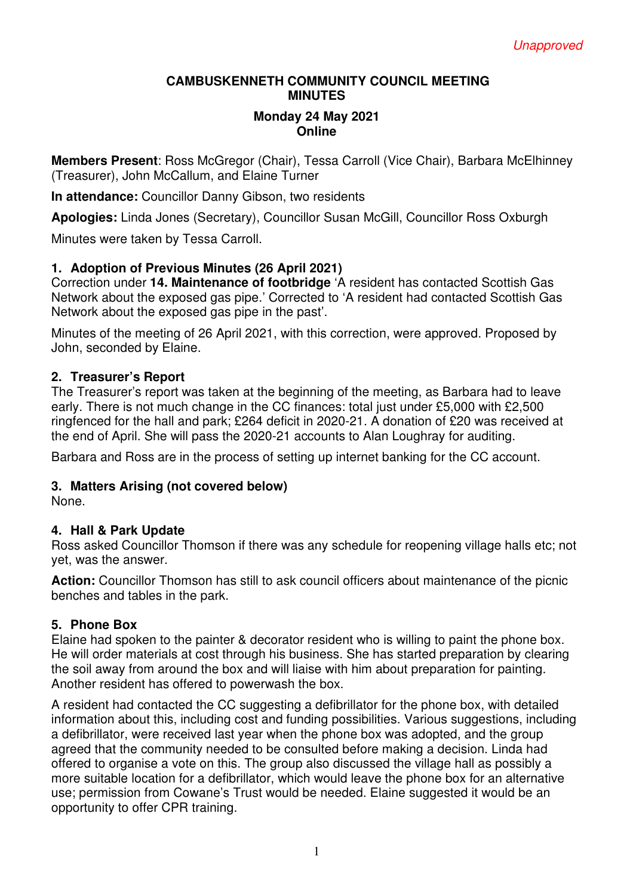*Unapproved*

# CAMBUSKENNETH COMMUNITY COUNCIL MEETING MINUTES

## Monday 24 May 2021
## Online

**Members Present**: Ross McGregor (Chair), Tessa Carroll (Vice Chair), Barbara McElhinney (Treasurer), John McCallum, and Elaine Turner

**In attendance:** Councillor Danny Gibson, two residents

**Apologies:** Linda Jones (Secretary), Councillor Susan McGill, Councillor Ross Oxburgh

Minutes were taken by Tessa Carroll.

### 1. Adoption of Previous Minutes (26 April 2021)

Correction under **14. Maintenance of footbridge** 'A resident has contacted Scottish Gas Network about the exposed gas pipe.' Corrected to 'A resident had contacted Scottish Gas Network about the exposed gas pipe in the past'.

Minutes of the meeting of 26 April 2021, with this correction, were approved. Proposed by John, seconded by Elaine.

### 2. Treasurer's Report

The Treasurer's report was taken at the beginning of the meeting, as Barbara had to leave early. There is not much change in the CC finances: total just under £5,000 with £2,500 ringfenced for the hall and park; £264 deficit in 2020-21. A donation of £20 was received at the end of April. She will pass the 2020-21 accounts to Alan Loughray for auditing.

Barbara and Ross are in the process of setting up internet banking for the CC account.

### 3. Matters Arising (not covered below)

None.

### 4. Hall & Park Update

Ross asked Councillor Thomson if there was any schedule for reopening village halls etc; not yet, was the answer.

**Action:** Councillor Thomson has still to ask council officers about maintenance of the picnic benches and tables in the park.

### 5. Phone Box

Elaine had spoken to the painter & decorator resident who is willing to paint the phone box. He will order materials at cost through his business. She has started preparation by clearing the soil away from around the box and will liaise with him about preparation for painting. Another resident has offered to powerwash the box.

A resident had contacted the CC suggesting a defibrillator for the phone box, with detailed information about this, including cost and funding possibilities. Various suggestions, including a defibrillator, were received last year when the phone box was adopted, and the group agreed that the community needed to be consulted before making a decision. Linda had offered to organise a vote on this. The group also discussed the village hall as possibly a more suitable location for a defibrillator, which would leave the phone box for an alternative use; permission from Cowane's Trust would be needed. Elaine suggested it would be an opportunity to offer CPR training.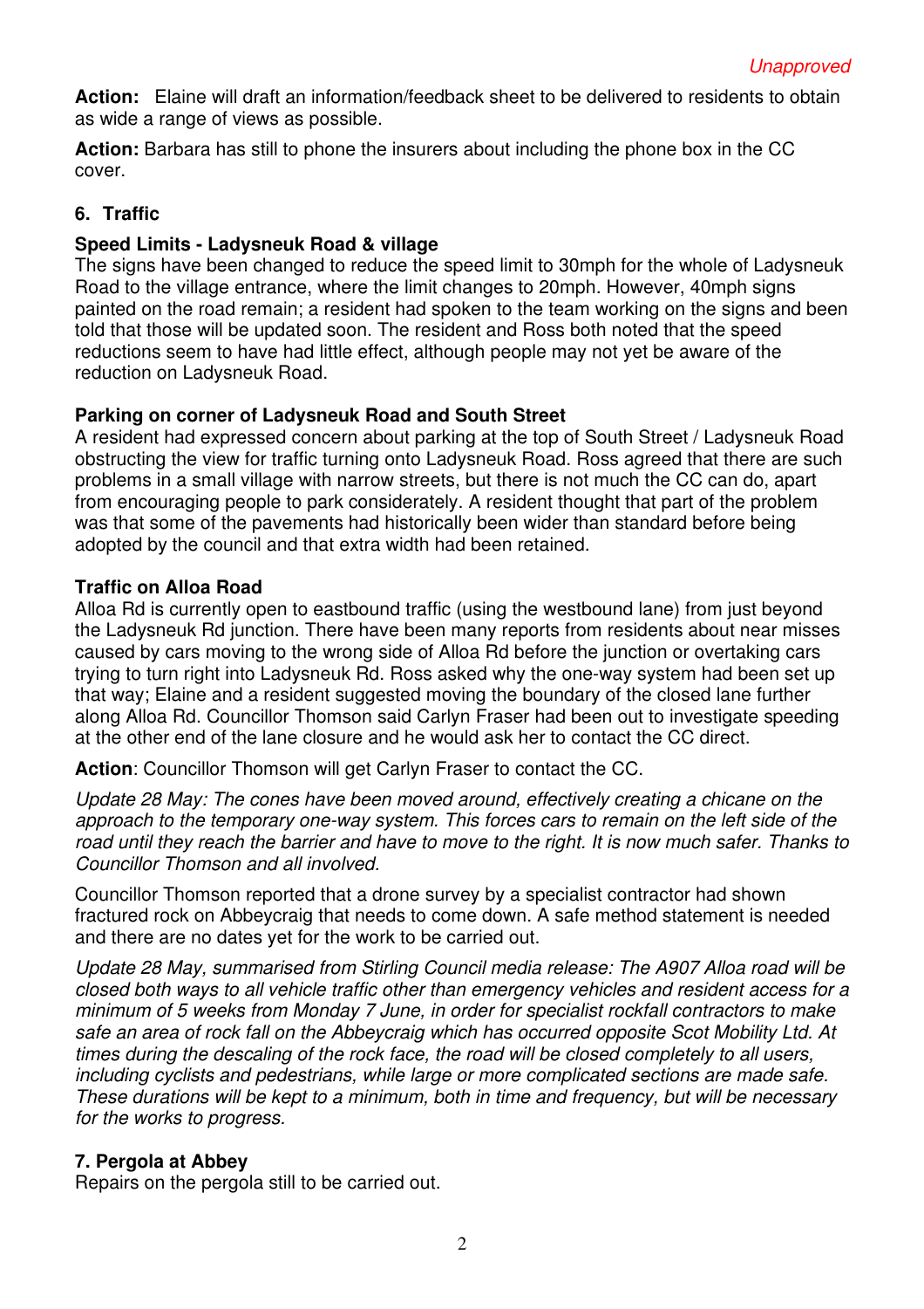*Unapproved*

**Action:** Elaine will draft an information/feedback sheet to be delivered to residents to obtain as wide a range of views as possible.

**Action:** Barbara has still to phone the insurers about including the phone box in the CC cover.

## 6. Traffic

### Speed Limits - Ladysneuk Road & village

The signs have been changed to reduce the speed limit to 30mph for the whole of Ladysneuk Road to the village entrance, where the limit changes to 20mph. However, 40mph signs painted on the road remain; a resident had spoken to the team working on the signs and been told that those will be updated soon. The resident and Ross both noted that the speed reductions seem to have had little effect, although people may not yet be aware of the reduction on Ladysneuk Road.

### Parking on corner of Ladysneuk Road and South Street

A resident had expressed concern about parking at the top of South Street / Ladysneuk Road obstructing the view for traffic turning onto Ladysneuk Road. Ross agreed that there are such problems in a small village with narrow streets, but there is not much the CC can do, apart from encouraging people to park considerately. A resident thought that part of the problem was that some of the pavements had historically been wider than standard before being adopted by the council and that extra width had been retained.

### Traffic on Alloa Road

Alloa Rd is currently open to eastbound traffic (using the westbound lane) from just beyond the Ladysneuk Rd junction. There have been many reports from residents about near misses caused by cars moving to the wrong side of Alloa Rd before the junction or overtaking cars trying to turn right into Ladysneuk Rd. Ross asked why the one-way system had been set up that way; Elaine and a resident suggested moving the boundary of the closed lane further along Alloa Rd. Councillor Thomson said Carlyn Fraser had been out to investigate speeding at the other end of the lane closure and he would ask her to contact the CC direct.

**Action**: Councillor Thomson will get Carlyn Fraser to contact the CC.

*Update 28 May: The cones have been moved around, effectively creating a chicane on the approach to the temporary one-way system. This forces cars to remain on the left side of the road until they reach the barrier and have to move to the right. It is now much safer. Thanks to Councillor Thomson and all involved.*

Councillor Thomson reported that a drone survey by a specialist contractor had shown fractured rock on Abbeycraig that needs to come down. A safe method statement is needed and there are no dates yet for the work to be carried out.

*Update 28 May, summarised from Stirling Council media release: The A907 Alloa road will be closed both ways to all vehicle traffic other than emergency vehicles and resident access for a minimum of 5 weeks from Monday 7 June, in order for specialist rockfall contractors to make safe an area of rock fall on the Abbeycraig which has occurred opposite Scot Mobility Ltd. At times during the descaling of the rock face, the road will be closed completely to all users, including cyclists and pedestrians, while large or more complicated sections are made safe. These durations will be kept to a minimum, both in time and frequency, but will be necessary for the works to progress.*

## 7. Pergola at Abbey

Repairs on the pergola still to be carried out.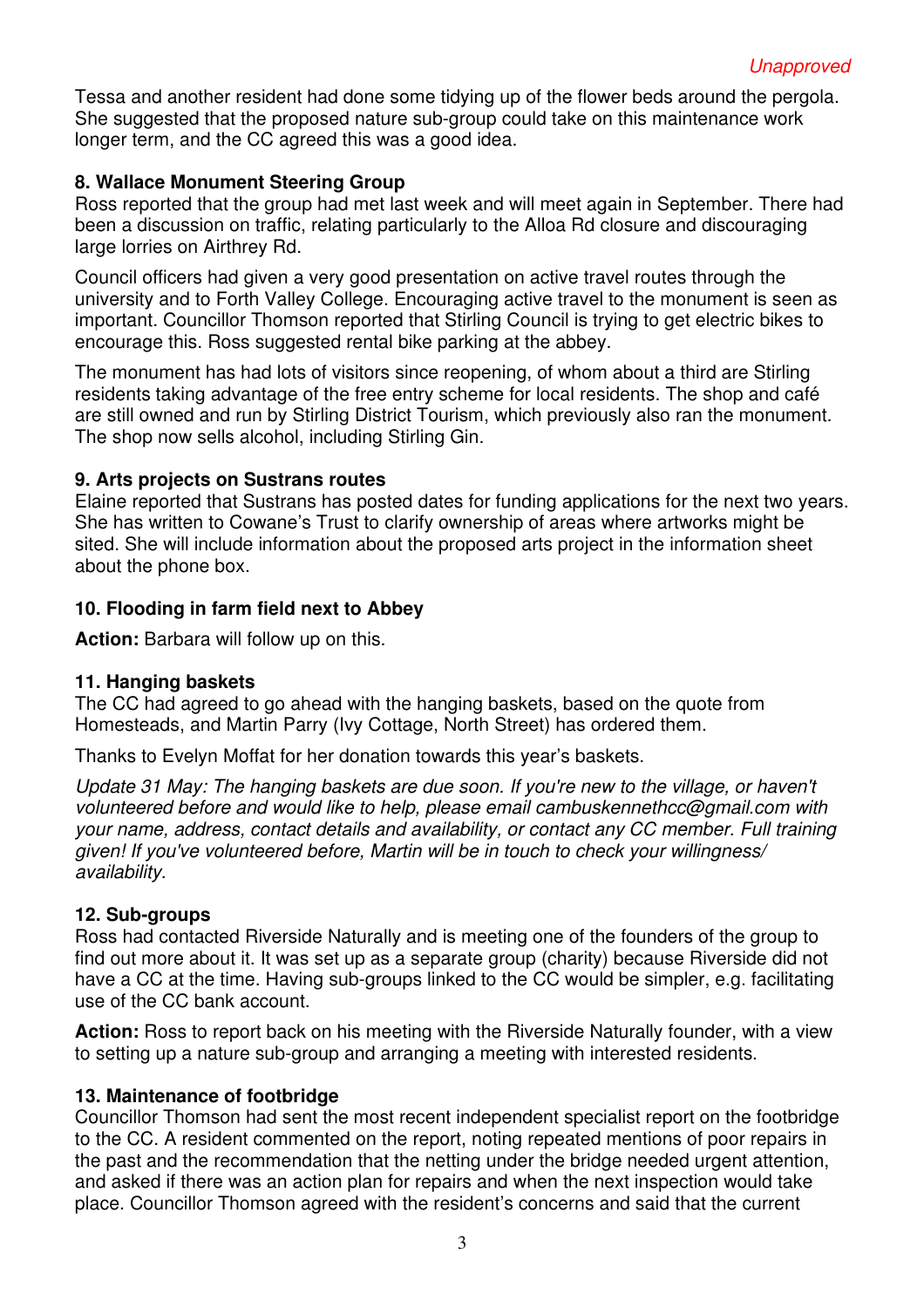*Unapproved*

Tessa and another resident had done some tidying up of the flower beds around the pergola. She suggested that the proposed nature sub-group could take on this maintenance work longer term, and the CC agreed this was a good idea.

**8. Wallace Monument Steering Group**

Ross reported that the group had met last week and will meet again in September. There had been a discussion on traffic, relating particularly to the Alloa Rd closure and discouraging large lorries on Airthrey Rd.

Council officers had given a very good presentation on active travel routes through the university and to Forth Valley College. Encouraging active travel to the monument is seen as important. Councillor Thomson reported that Stirling Council is trying to get electric bikes to encourage this. Ross suggested rental bike parking at the abbey.

The monument has had lots of visitors since reopening, of whom about a third are Stirling residents taking advantage of the free entry scheme for local residents. The shop and café are still owned and run by Stirling District Tourism, which previously also ran the monument. The shop now sells alcohol, including Stirling Gin.

**9. Arts projects on Sustrans routes**

Elaine reported that Sustrans has posted dates for funding applications for the next two years. She has written to Cowane's Trust to clarify ownership of areas where artworks might be sited. She will include information about the proposed arts project in the information sheet about the phone box.

**10. Flooding in farm field next to Abbey**

**Action:** Barbara will follow up on this.

**11. Hanging baskets**

The CC had agreed to go ahead with the hanging baskets, based on the quote from Homesteads, and Martin Parry (Ivy Cottage, North Street) has ordered them.

Thanks to Evelyn Moffat for her donation towards this year's baskets.

*Update 31 May: The hanging baskets are due soon. If you're new to the village, or haven't volunteered before and would like to help, please email cambuskennethcc@gmail.com with your name, address, contact details and availability, or contact any CC member. Full training given! If you've volunteered before, Martin will be in touch to check your willingness/ availability.*

**12. Sub-groups**

Ross had contacted Riverside Naturally and is meeting one of the founders of the group to find out more about it. It was set up as a separate group (charity) because Riverside did not have a CC at the time. Having sub-groups linked to the CC would be simpler, e.g. facilitating use of the CC bank account.

**Action:** Ross to report back on his meeting with the Riverside Naturally founder, with a view to setting up a nature sub-group and arranging a meeting with interested residents.

**13. Maintenance of footbridge**

Councillor Thomson had sent the most recent independent specialist report on the footbridge to the CC. A resident commented on the report, noting repeated mentions of poor repairs in the past and the recommendation that the netting under the bridge needed urgent attention, and asked if there was an action plan for repairs and when the next inspection would take place. Councillor Thomson agreed with the resident's concerns and said that the current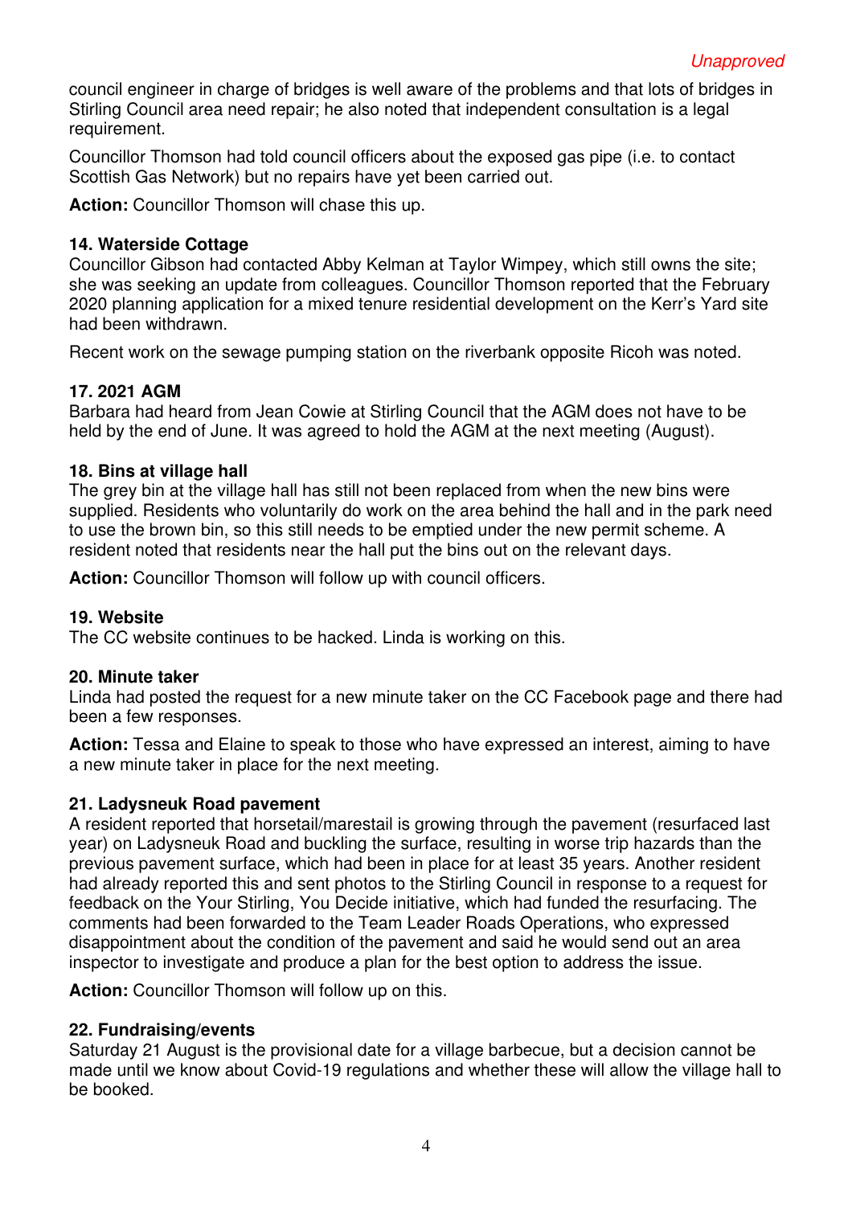*Unapproved*

council engineer in charge of bridges is well aware of the problems and that lots of bridges in Stirling Council area need repair; he also noted that independent consultation is a legal requirement.

Councillor Thomson had told council officers about the exposed gas pipe (i.e. to contact Scottish Gas Network) but no repairs have yet been carried out.

**Action:** Councillor Thomson will chase this up.

### 14. Waterside Cottage

Councillor Gibson had contacted Abby Kelman at Taylor Wimpey, which still owns the site; she was seeking an update from colleagues. Councillor Thomson reported that the February 2020 planning application for a mixed tenure residential development on the Kerr's Yard site had been withdrawn.

Recent work on the sewage pumping station on the riverbank opposite Ricoh was noted.

### 17. 2021 AGM

Barbara had heard from Jean Cowie at Stirling Council that the AGM does not have to be held by the end of June. It was agreed to hold the AGM at the next meeting (August).

### 18. Bins at village hall

The grey bin at the village hall has still not been replaced from when the new bins were supplied. Residents who voluntarily do work on the area behind the hall and in the park need to use the brown bin, so this still needs to be emptied under the new permit scheme. A resident noted that residents near the hall put the bins out on the relevant days.

**Action:** Councillor Thomson will follow up with council officers.

### 19. Website

The CC website continues to be hacked. Linda is working on this.

### 20. Minute taker

Linda had posted the request for a new minute taker on the CC Facebook page and there had been a few responses.

**Action:** Tessa and Elaine to speak to those who have expressed an interest, aiming to have a new minute taker in place for the next meeting.

### 21. Ladysneuk Road pavement

A resident reported that horsetail/marestail is growing through the pavement (resurfaced last year) on Ladysneuk Road and buckling the surface, resulting in worse trip hazards than the previous pavement surface, which had been in place for at least 35 years. Another resident had already reported this and sent photos to the Stirling Council in response to a request for feedback on the Your Stirling, You Decide initiative, which had funded the resurfacing. The comments had been forwarded to the Team Leader Roads Operations, who expressed disappointment about the condition of the pavement and said he would send out an area inspector to investigate and produce a plan for the best option to address the issue.

**Action:** Councillor Thomson will follow up on this.

### 22. Fundraising/events

Saturday 21 August is the provisional date for a village barbecue, but a decision cannot be made until we know about Covid-19 regulations and whether these will allow the village hall to be booked.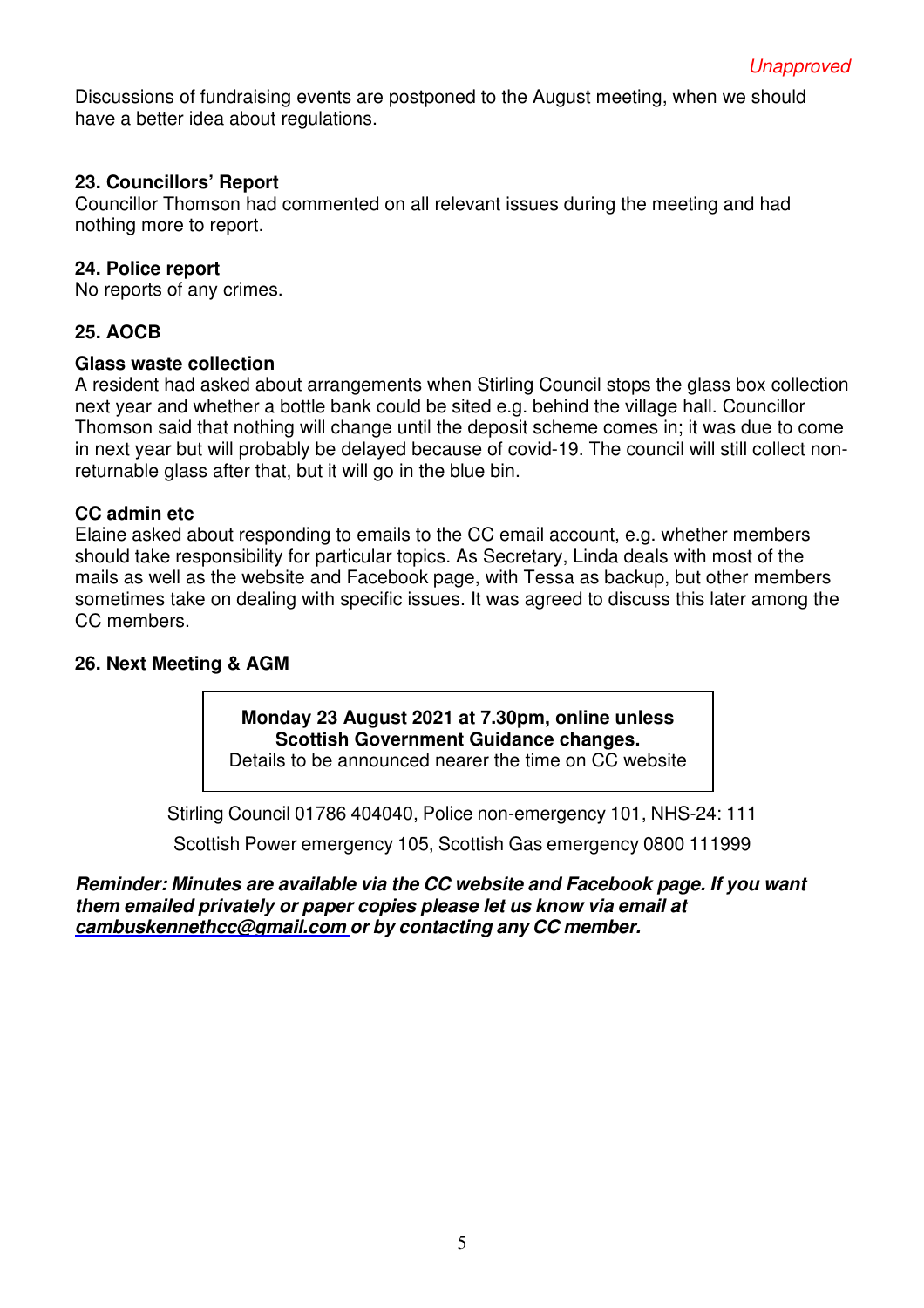*Unapproved*

Discussions of fundraising events are postponed to the August meeting, when we should have a better idea about regulations.

**23. Councillors' Report**

Councillor Thomson had commented on all relevant issues during the meeting and had nothing more to report.

**24. Police report**

No reports of any crimes.

**25. AOCB**

**Glass waste collection**

A resident had asked about arrangements when Stirling Council stops the glass box collection next year and whether a bottle bank could be sited e.g. behind the village hall. Councillor Thomson said that nothing will change until the deposit scheme comes in; it was due to come in next year but will probably be delayed because of covid-19. The council will still collect non-returnable glass after that, but it will go in the blue bin.

**CC admin etc**

Elaine asked about responding to emails to the CC email account, e.g. whether members should take responsibility for particular topics. As Secretary, Linda deals with most of the mails as well as the website and Facebook page, with Tessa as backup, but other members sometimes take on dealing with specific issues. It was agreed to discuss this later among the CC members.

**26. Next Meeting & AGM**

**Monday 23 August 2021 at 7.30pm, online unless Scottish Government Guidance changes.**
Details to be announced nearer the time on CC website

Stirling Council 01786 404040, Police non-emergency 101, NHS-24: 111

Scottish Power emergency 105, Scottish Gas emergency 0800 111999

***Reminder: Minutes are available via the CC website and Facebook page. If you want them emailed privately or paper copies please let us know via email at cambuskennethcc@gmail.com or by contacting any CC member.***